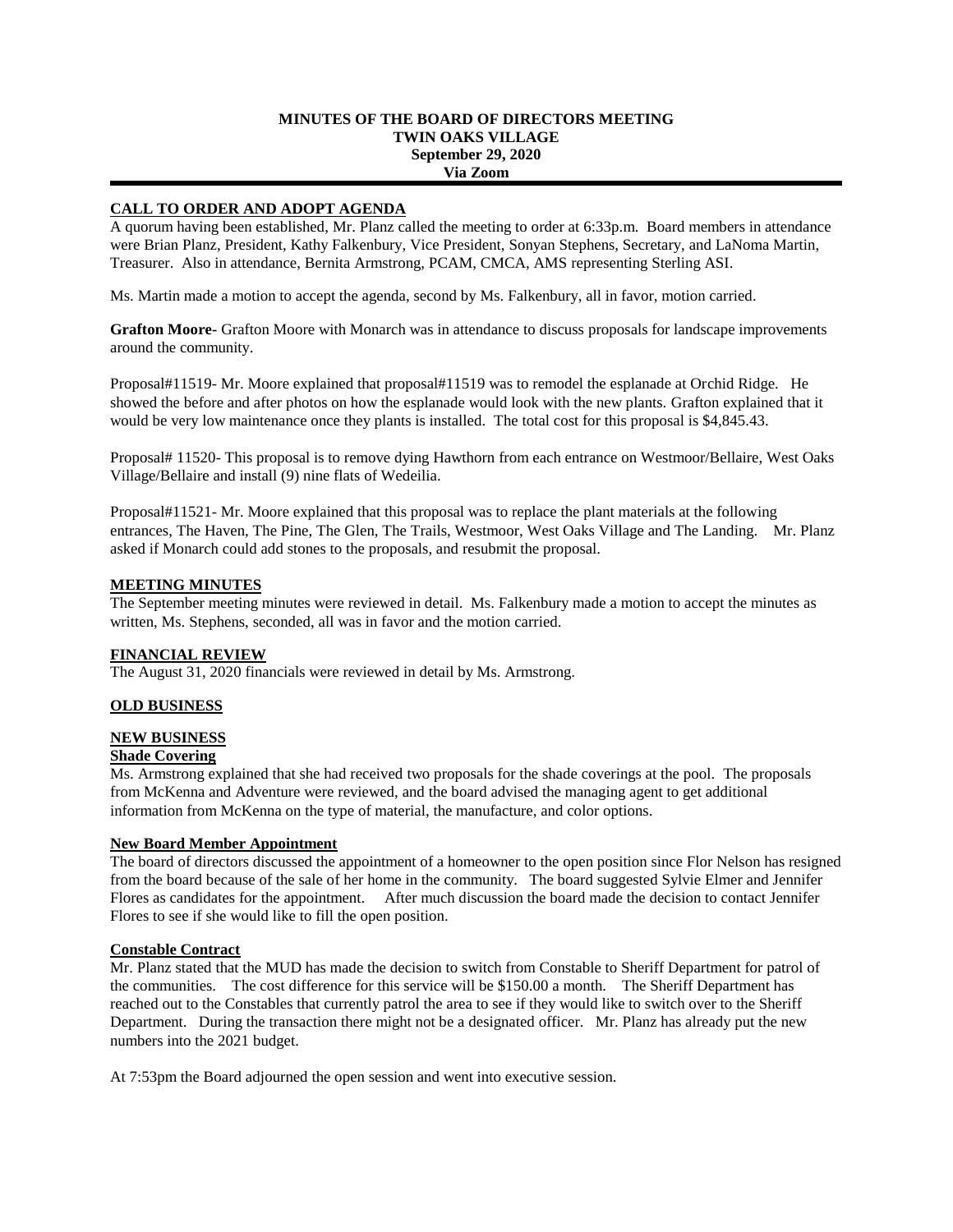**MINUTES OF THE BOARD OF DIRECTORS MEETING**
**TWIN OAKS VILLAGE**
**September 29, 2020**
**Via Zoom**

---

## CALL TO ORDER AND ADOPT AGENDA

A quorum having been established, Mr. Planz called the meeting to order at 6:33p.m. Board members in attendance were Brian Planz, President, Kathy Falkenbury, Vice President, Sonyan Stephens, Secretary, and LaNoma Martin, Treasurer. Also in attendance, Bernita Armstrong, PCAM, CMCA, AMS representing Sterling ASI.

Ms. Martin made a motion to accept the agenda, second by Ms. Falkenbury, all in favor, motion carried.

**Grafton Moore**- Grafton Moore with Monarch was in attendance to discuss proposals for landscape improvements around the community.

Proposal#11519- Mr. Moore explained that proposal#11519 was to remodel the esplanade at Orchid Ridge. He showed the before and after photos on how the esplanade would look with the new plants. Grafton explained that it would be very low maintenance once they plants is installed. The total cost for this proposal is $4,845.43.

Proposal# 11520- This proposal is to remove dying Hawthorn from each entrance on Westmoor/Bellaire, West Oaks Village/Bellaire and install (9) nine flats of Wedeilia.

Proposal#11521- Mr. Moore explained that this proposal was to replace the plant materials at the following entrances, The Haven, The Pine, The Glen, The Trails, Westmoor, West Oaks Village and The Landing. Mr. Planz asked if Monarch could add stones to the proposals, and resubmit the proposal.

## MEETING MINUTES

The September meeting minutes were reviewed in detail. Ms. Falkenbury made a motion to accept the minutes as written, Ms. Stephens, seconded, all was in favor and the motion carried.

## FINANCIAL REVIEW

The August 31, 2020 financials were reviewed in detail by Ms. Armstrong.

## OLD BUSINESS

## NEW BUSINESS

### Shade Covering

Ms. Armstrong explained that she had received two proposals for the shade coverings at the pool. The proposals from McKenna and Adventure were reviewed, and the board advised the managing agent to get additional information from McKenna on the type of material, the manufacture, and color options.

### New Board Member Appointment

The board of directors discussed the appointment of a homeowner to the open position since Flor Nelson has resigned from the board because of the sale of her home in the community. The board suggested Sylvie Elmer and Jennifer Flores as candidates for the appointment. After much discussion the board made the decision to contact Jennifer Flores to see if she would like to fill the open position.

### Constable Contract

Mr. Planz stated that the MUD has made the decision to switch from Constable to Sheriff Department for patrol of the communities. The cost difference for this service will be $150.00 a month. The Sheriff Department has reached out to the Constables that currently patrol the area to see if they would like to switch over to the Sheriff Department. During the transaction there might not be a designated officer. Mr. Planz has already put the new numbers into the 2021 budget.

At 7:53pm the Board adjourned the open session and went into executive session.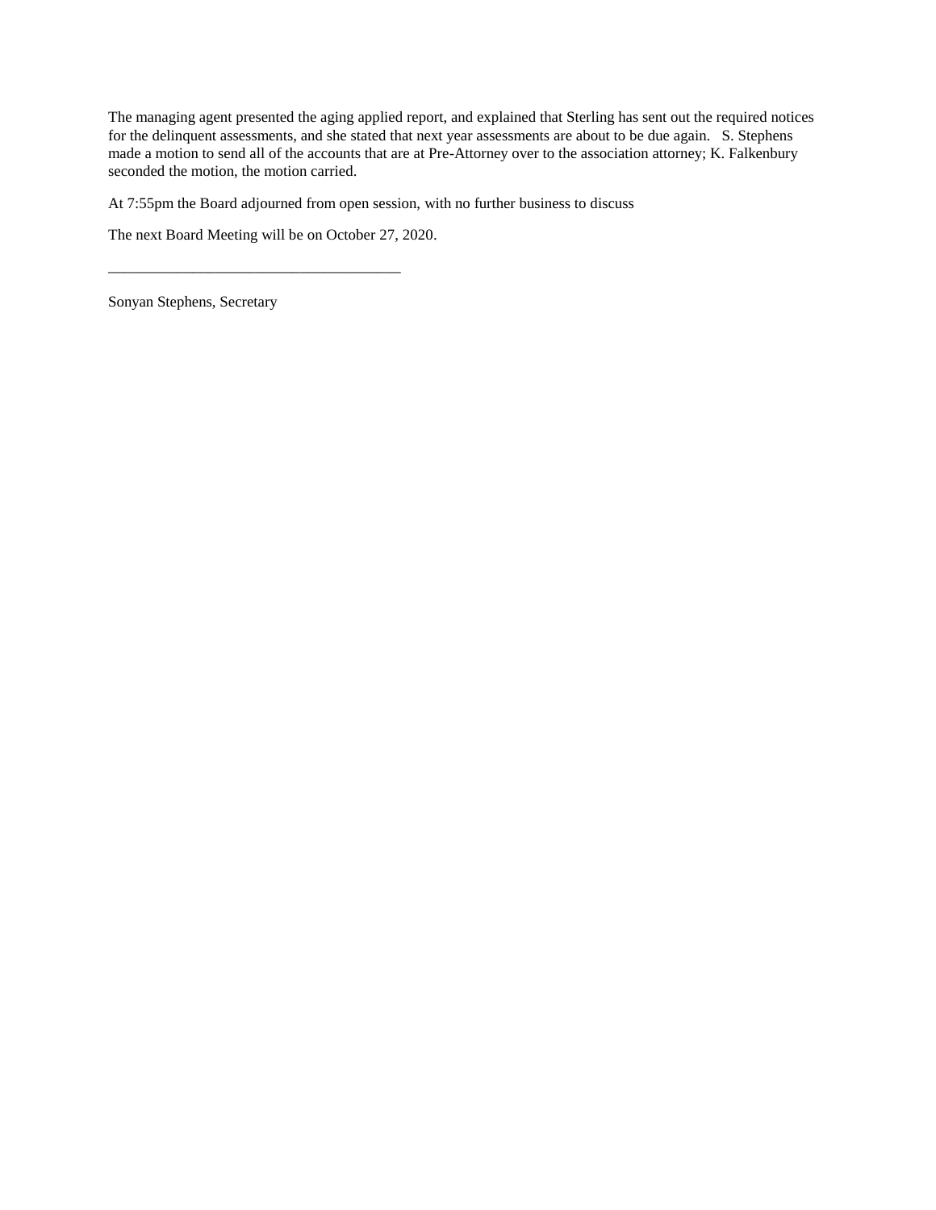The managing agent presented the aging applied report, and explained that Sterling has sent out the required notices for the delinquent assessments, and she stated that next year assessments are about to be due again. S. Stephens made a motion to send all of the accounts that are at Pre-Attorney over to the association attorney; K. Falkenbury seconded the motion, the motion carried.

At 7:55pm the Board adjourned from open session, with no further business to discuss

The next Board Meeting will be on October 27, 2020.

______________________________________

Sonyan Stephens, Secretary